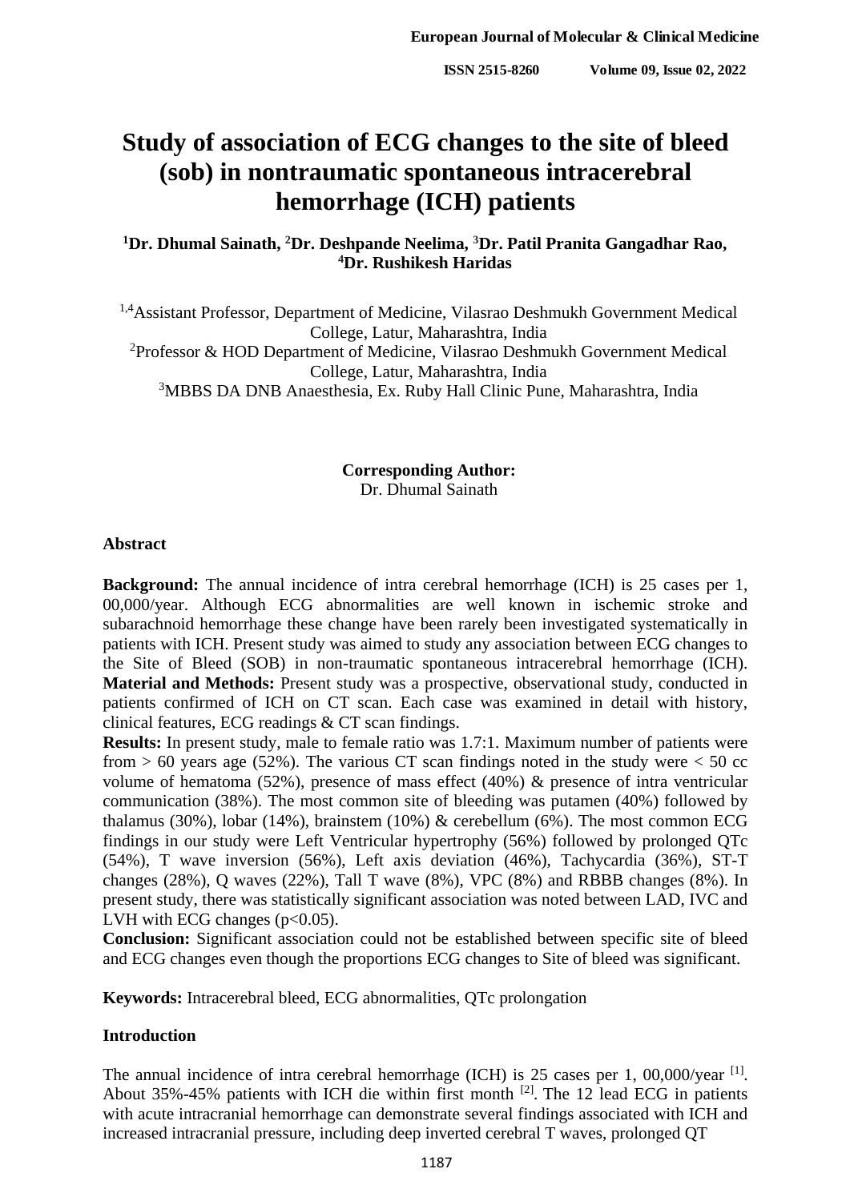# Study of association of ECG changes to the site of bleed (sob) in nontraumatic spontaneous intracerebral hemorrhage (ICH) patients

**[1]Dr. Dhumal Sainath, [2]Dr. Deshpande Neelima, [3]Dr. Patil Pranita Gangadhar Rao, [4]Dr. Rushikesh Haridas**

[1,4]Assistant Professor, Department of Medicine, Vilasrao Deshmukh Government Medical College, Latur, Maharashtra, India

[2]Professor & HOD Department of Medicine, Vilasrao Deshmukh Government Medical College, Latur, Maharashtra, India

[3]MBBS DA DNB Anaesthesia, Ex. Ruby Hall Clinic Pune, Maharashtra, India

**Corresponding Author:**
Dr. Dhumal Sainath

## Abstract

**Background:** The annual incidence of intra cerebral hemorrhage (ICH) is 25 cases per 1, 00,000/year. Although ECG abnormalities are well known in ischemic stroke and subarachnoid hemorrhage these change have been rarely been investigated systematically in patients with ICH. Present study was aimed to study any association between ECG changes to the Site of Bleed (SOB) in non-traumatic spontaneous intracerebral hemorrhage (ICH).

**Material and Methods:** Present study was a prospective, observational study, conducted in patients confirmed of ICH on CT scan. Each case was examined in detail with history, clinical features, ECG readings & CT scan findings.

**Results:** In present study, male to female ratio was 1.7:1. Maximum number of patients were from > 60 years age (52%). The various CT scan findings noted in the study were < 50 cc volume of hematoma (52%), presence of mass effect (40%) & presence of intra ventricular communication (38%). The most common site of bleeding was putamen (40%) followed by thalamus (30%), lobar (14%), brainstem (10%) & cerebellum (6%). The most common ECG findings in our study were Left Ventricular hypertrophy (56%) followed by prolonged QTc (54%), T wave inversion (56%), Left axis deviation (46%), Tachycardia (36%), ST-T changes (28%), Q waves (22%), Tall T wave (8%), VPC (8%) and RBBB changes (8%). In present study, there was statistically significant association was noted between LAD, IVC and LVH with ECG changes ($p<0.05$).

**Conclusion:** Significant association could not be established between specific site of bleed and ECG changes even though the proportions ECG changes to Site of bleed was significant.

**Keywords:** Intracerebral bleed, ECG abnormalities, QTc prolongation

## Introduction

The annual incidence of intra cerebral hemorrhage (ICH) is 25 cases per 1, 00,000/year [1]. About 35%-45% patients with ICH die within first month [2]. The 12 lead ECG in patients with acute intracranial hemorrhage can demonstrate several findings associated with ICH and increased intracranial pressure, including deep inverted cerebral T waves, prolonged QT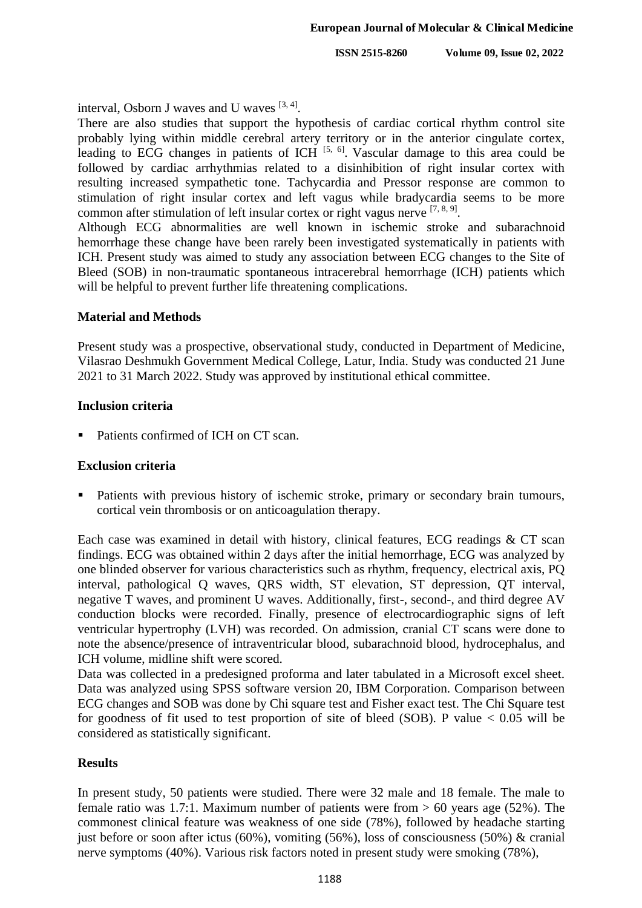interval, Osborn J waves and U waves [3, 4].

There are also studies that support the hypothesis of cardiac cortical rhythm control site probably lying within middle cerebral artery territory or in the anterior cingulate cortex, leading to ECG changes in patients of ICH [5, 6]. Vascular damage to this area could be followed by cardiac arrhythmias related to a disinhibition of right insular cortex with resulting increased sympathetic tone. Tachycardia and Pressor response are common to stimulation of right insular cortex and left vagus while bradycardia seems to be more common after stimulation of left insular cortex or right vagus nerve [7, 8, 9].

Although ECG abnormalities are well known in ischemic stroke and subarachnoid hemorrhage these change have been rarely been investigated systematically in patients with ICH. Present study was aimed to study any association between ECG changes to the Site of Bleed (SOB) in non-traumatic spontaneous intracerebral hemorrhage (ICH) patients which will be helpful to prevent further life threatening complications.

## Material and Methods

Present study was a prospective, observational study, conducted in Department of Medicine, Vilasrao Deshmukh Government Medical College, Latur, India. Study was conducted 21 June 2021 to 31 March 2022. Study was approved by institutional ethical committee.

### Inclusion criteria

- Patients confirmed of ICH on CT scan.

### Exclusion criteria

- Patients with previous history of ischemic stroke, primary or secondary brain tumours, cortical vein thrombosis or on anticoagulation therapy.

Each case was examined in detail with history, clinical features, ECG readings & CT scan findings. ECG was obtained within 2 days after the initial hemorrhage, ECG was analyzed by one blinded observer for various characteristics such as rhythm, frequency, electrical axis, PQ interval, pathological Q waves, QRS width, ST elevation, ST depression, QT interval, negative T waves, and prominent U waves. Additionally, first-, second-, and third degree AV conduction blocks were recorded. Finally, presence of electrocardiographic signs of left ventricular hypertrophy (LVH) was recorded. On admission, cranial CT scans were done to note the absence/presence of intraventricular blood, subarachnoid blood, hydrocephalus, and ICH volume, midline shift were scored.

Data was collected in a predesigned proforma and later tabulated in a Microsoft excel sheet. Data was analyzed using SPSS software version 20, IBM Corporation. Comparison between ECG changes and SOB was done by Chi square test and Fisher exact test. The Chi Square test for goodness of fit used to test proportion of site of bleed (SOB). P value $< 0.05$ will be considered as statistically significant.

## Results

In present study, 50 patients were studied. There were 32 male and 18 female. The male to female ratio was 1.7:1. Maximum number of patients were from > 60 years age (52%). The commonest clinical feature was weakness of one side (78%), followed by headache starting just before or soon after ictus (60%), vomiting (56%), loss of consciousness (50%) & cranial nerve symptoms (40%). Various risk factors noted in present study were smoking (78%),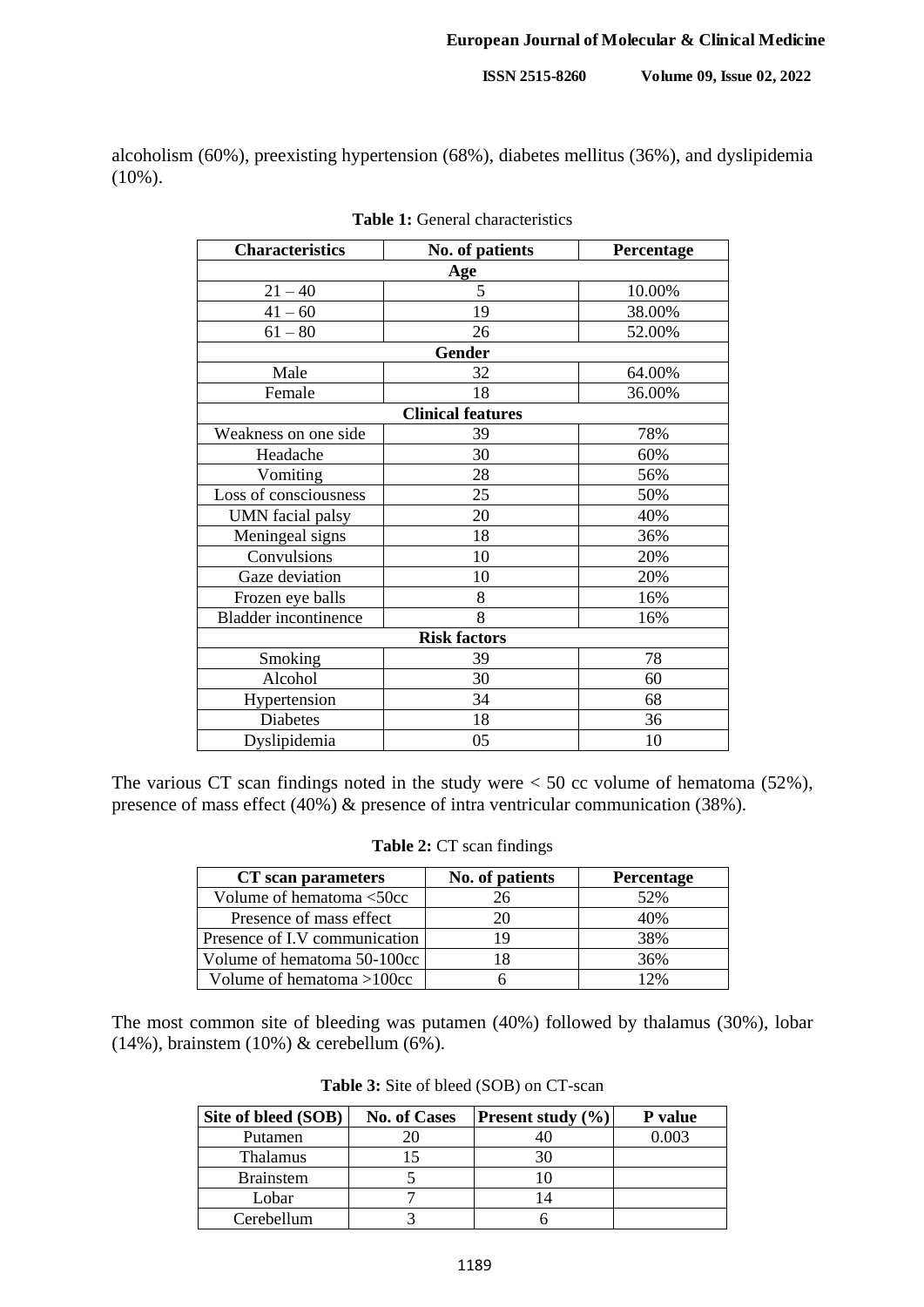alcoholism (60%), preexisting hypertension (68%), diabetes mellitus (36%), and dyslipidemia (10%).

**Table 1:** General characteristics

| Characteristics | No. of patients | Percentage |
|---|---|---|
| **Age** | | |
| 21 – 40 | 5 | 10.00% |
| 41 – 60 | 19 | 38.00% |
| 61 – 80 | 26 | 52.00% |
| **Gender** | | |
| Male | 32 | 64.00% |
| Female | 18 | 36.00% |
| **Clinical features** | | |
| Weakness on one side | 39 | 78% |
| Headache | 30 | 60% |
| Vomiting | 28 | 56% |
| Loss of consciousness | 25 | 50% |
| UMN facial palsy | 20 | 40% |
| Meningeal signs | 18 | 36% |
| Convulsions | 10 | 20% |
| Gaze deviation | 10 | 20% |
| Frozen eye balls | 8 | 16% |
| Bladder incontinence | 8 | 16% |
| **Risk factors** | | |
| Smoking | 39 | 78 |
| Alcohol | 30 | 60 |
| Hypertension | 34 | 68 |
| Diabetes | 18 | 36 |
| Dyslipidemia | 05 | 10 |

The various CT scan findings noted in the study were < 50 cc volume of hematoma (52%), presence of mass effect (40%) & presence of intra ventricular communication (38%).

**Table 2:** CT scan findings

| CT scan parameters | No. of patients | Percentage |
|---|---|---|
| Volume of hematoma <50cc | 26 | 52% |
| Presence of mass effect | 20 | 40% |
| Presence of I.V communication | 19 | 38% |
| Volume of hematoma 50-100cc | 18 | 36% |
| Volume of hematoma >100cc | 6 | 12% |

The most common site of bleeding was putamen (40%) followed by thalamus (30%), lobar (14%), brainstem (10%) & cerebellum (6%).

**Table 3:** Site of bleed (SOB) on CT-scan

| Site of bleed (SOB) | No. of Cases | Present study (%) | P value |
|---|---|---|---|
| Putamen | 20 | 40 | 0.003 |
| Thalamus | 15 | 30 | |
| Brainstem | 5 | 10 | |
| Lobar | 7 | 14 | |
| Cerebellum | 3 | 6 | |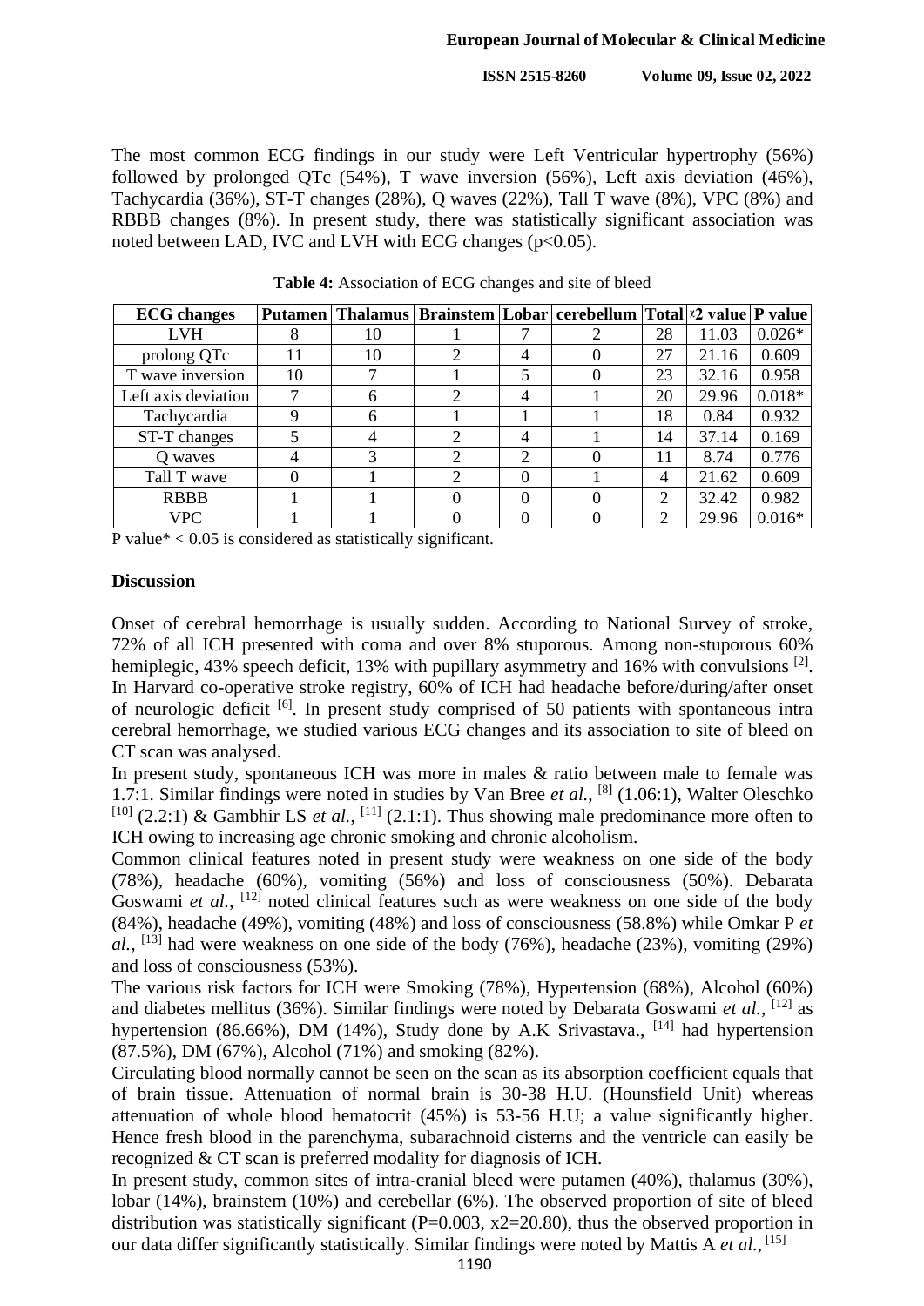The most common ECG findings in our study were Left Ventricular hypertrophy (56%) followed by prolonged QTc (54%), T wave inversion (56%), Left axis deviation (46%), Tachycardia (36%), ST-T changes (28%), Q waves (22%), Tall T wave (8%), VPC (8%) and RBBB changes (8%). In present study, there was statistically significant association was noted between LAD, IVC and LVH with ECG changes ($p<0.05$).

**Table 4:** Association of ECG changes and site of bleed

| ECG changes | Putamen | Thalamus | Brainstem | Lobar | cerebellum | Total | $\chi^2$ value | P value |
|---|---|---|---|---|---|---|---|---|
| LVH | 8 | 10 | 1 | 7 | 2 | 28 | 11.03 | 0.026* |
| prolong QTc | 11 | 10 | 2 | 4 | 0 | 27 | 21.16 | 0.609 |
| T wave inversion | 10 | 7 | 1 | 5 | 0 | 23 | 32.16 | 0.958 |
| Left axis deviation | 7 | 6 | 2 | 4 | 1 | 20 | 29.96 | 0.018* |
| Tachycardia | 9 | 6 | 1 | 1 | 1 | 18 | 0.84 | 0.932 |
| ST-T changes | 5 | 4 | 2 | 4 | 1 | 14 | 37.14 | 0.169 |
| Q waves | 4 | 3 | 2 | 2 | 0 | 11 | 8.74 | 0.776 |
| Tall T wave | 0 | 1 | 2 | 0 | 1 | 4 | 21.62 | 0.609 |
| RBBB | 1 | 1 | 0 | 0 | 0 | 2 | 32.42 | 0.982 |
| VPC | 1 | 1 | 0 | 0 | 0 | 2 | 29.96 | 0.016* |

P value* < 0.05 is considered as statistically significant.

## Discussion

Onset of cerebral hemorrhage is usually sudden. According to National Survey of stroke, 72% of all ICH presented with coma and over 8% stuporous. Among non-stuporous 60% hemiplegic, 43% speech deficit, 13% with pupillary asymmetry and 16% with convulsions [2]. In Harvard co-operative stroke registry, 60% of ICH had headache before/during/after onset of neurologic deficit [6]. In present study comprised of 50 patients with spontaneous intra cerebral hemorrhage, we studied various ECG changes and its association to site of bleed on CT scan was analysed.

In present study, spontaneous ICH was more in males & ratio between male to female was 1.7:1. Similar findings were noted in studies by Van Bree *et al.*, [8] (1.06:1), Walter Oleschko [10] (2.2:1) & Gambhir LS *et al.*, [11] (2.1:1). Thus showing male predominance more often to ICH owing to increasing age chronic smoking and chronic alcoholism.

Common clinical features noted in present study were weakness on one side of the body (78%), headache (60%), vomiting (56%) and loss of consciousness (50%). Debarata Goswami *et al.*, [12] noted clinical features such as were weakness on one side of the body (84%), headache (49%), vomiting (48%) and loss of consciousness (58.8%) while Omkar P *et al.*, [13] had were weakness on one side of the body (76%), headache (23%), vomiting (29%) and loss of consciousness (53%).

The various risk factors for ICH were Smoking (78%), Hypertension (68%), Alcohol (60%) and diabetes mellitus (36%). Similar findings were noted by Debarata Goswami *et al.*, [12] as hypertension (86.66%), DM (14%), Study done by A.K Srivastava., [14] had hypertension (87.5%), DM (67%), Alcohol (71%) and smoking (82%).

Circulating blood normally cannot be seen on the scan as its absorption coefficient equals that of brain tissue. Attenuation of normal brain is 30-38 H.U. (Hounsfield Unit) whereas attenuation of whole blood hematocrit (45%) is 53-56 H.U; a value significantly higher. Hence fresh blood in the parenchyma, subarachnoid cisterns and the ventricle can easily be recognized & CT scan is preferred modality for diagnosis of ICH.

In present study, common sites of intra-cranial bleed were putamen (40%), thalamus (30%), lobar (14%), brainstem (10%) and cerebellar (6%). The observed proportion of site of bleed distribution was statistically significant ($P=0.003$, $x2=20.80$), thus the observed proportion in our data differ significantly statistically. Similar findings were noted by Mattis A *et al.*, [15]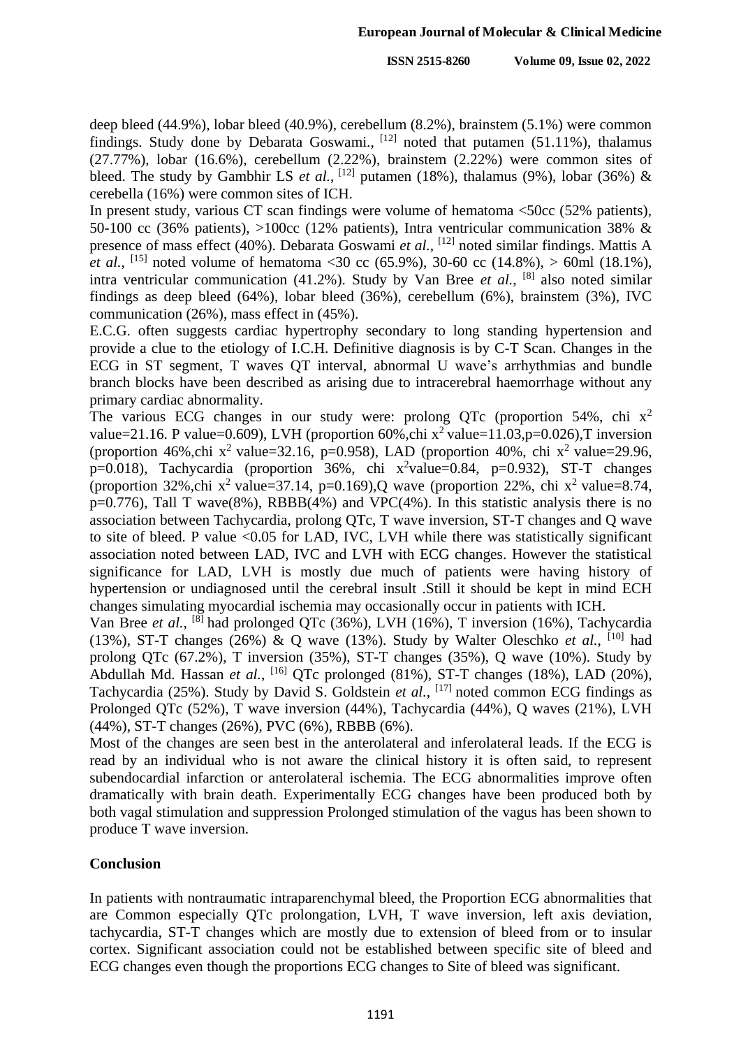deep bleed (44.9%), lobar bleed (40.9%), cerebellum (8.2%), brainstem (5.1%) were common findings. Study done by Debarata Goswami.,[12] noted that putamen (51.11%), thalamus (27.77%), lobar (16.6%), cerebellum (2.22%), brainstem (2.22%) were common sites of bleed. The study by Gambhir LS *et al.*,[12] putamen (18%), thalamus (9%), lobar (36%) & cerebella (16%) were common sites of ICH.

In present study, various CT scan findings were volume of hematoma <50cc (52% patients), 50-100 cc (36% patients), >100cc (12% patients), Intra ventricular communication 38% & presence of mass effect (40%). Debarata Goswami *et al.*,[12] noted similar findings. Mattis A *et al.*,[15] noted volume of hematoma <30 cc (65.9%), 30-60 cc (14.8%), > 60ml (18.1%), intra ventricular communication (41.2%). Study by Van Bree *et al.*,[8] also noted similar findings as deep bleed (64%), lobar bleed (36%), cerebellum (6%), brainstem (3%), IVC communication (26%), mass effect in (45%).

E.C.G. often suggests cardiac hypertrophy secondary to long standing hypertension and provide a clue to the etiology of I.C.H. Definitive diagnosis is by C-T Scan. Changes in the ECG in ST segment, T waves QT interval, abnormal U wave's arrhythmias and bundle branch blocks have been described as arising due to intracerebral haemorrhage without any primary cardiac abnormality.

The various ECG changes in our study were: prolong QTc (proportion 54%, chi $x^2$ value=21.16. P value=0.609), LVH (proportion 60%,chi $x^2$ value=11.03,p=0.026),T inversion (proportion 46%,chi $x^2$ value=32.16, p=0.958), LAD (proportion 40%, chi $x^2$ value=29.96, p=0.018), Tachycardia (proportion 36%, chi $x^2$value=0.84, p=0.932), ST-T changes (proportion 32%,chi $x^2$ value=37.14, p=0.169),Q wave (proportion 22%, chi $x^2$ value=8.74, p=0.776), Tall T wave(8%), RBBB(4%) and VPC(4%). In this statistic analysis there is no association between Tachycardia, prolong QTc, T wave inversion, ST-T changes and Q wave to site of bleed. P value <0.05 for LAD, IVC, LVH while there was statistically significant association noted between LAD, IVC and LVH with ECG changes. However the statistical significance for LAD, LVH is mostly due much of patients were having history of hypertension or undiagnosed until the cerebral insult .Still it should be kept in mind ECH changes simulating myocardial ischemia may occasionally occur in patients with ICH.

Van Bree *et al.*,[8] had prolonged QTc (36%), LVH (16%), T inversion (16%), Tachycardia (13%), ST-T changes (26%) & Q wave (13%). Study by Walter Oleschko *et al.*,[10] had prolong QTc (67.2%), T inversion (35%), ST-T changes (35%), Q wave (10%). Study by Abdullah Md. Hassan *et al.*,[16] QTc prolonged (81%), ST-T changes (18%), LAD (20%), Tachycardia (25%). Study by David S. Goldstein *et al.*,[17] noted common ECG findings as Prolonged QTc (52%), T wave inversion (44%), Tachycardia (44%), Q waves (21%), LVH (44%), ST-T changes (26%), PVC (6%), RBBB (6%).

Most of the changes are seen best in the anterolateral and inferolateral leads. If the ECG is read by an individual who is not aware the clinical history it is often said, to represent subendocardial infarction or anterolateral ischemia. The ECG abnormalities improve often dramatically with brain death. Experimentally ECG changes have been produced both by both vagal stimulation and suppression Prolonged stimulation of the vagus has been shown to produce T wave inversion.

## Conclusion

In patients with nontraumatic intraparenchymal bleed, the Proportion ECG abnormalities that are Common especially QTc prolongation, LVH, T wave inversion, left axis deviation, tachycardia, ST-T changes which are mostly due to extension of bleed from or to insular cortex. Significant association could not be established between specific site of bleed and ECG changes even though the proportions ECG changes to Site of bleed was significant.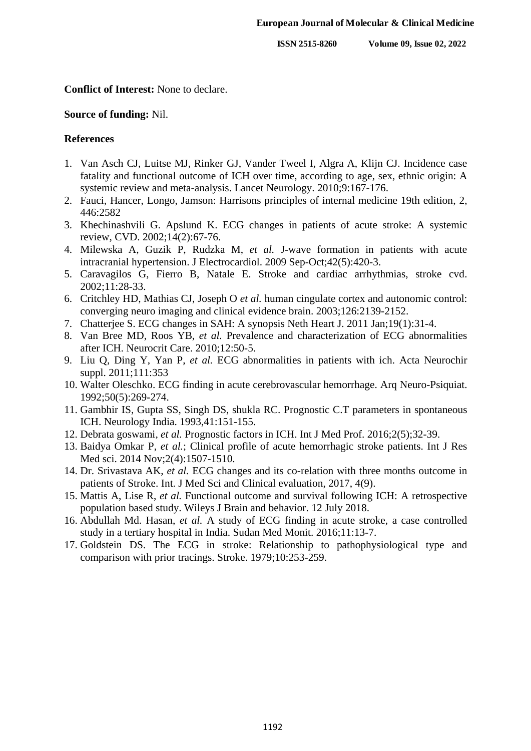**Conflict of Interest:** None to declare.

**Source of funding:** Nil.

## References

1. Van Asch CJ, Luitse MJ, Rinker GJ, Vander Tweel I, Algra A, Klijn CJ. Incidence case fatality and functional outcome of ICH over time, according to age, sex, ethnic origin: A systemic review and meta-analysis. Lancet Neurology. 2010;9:167-176.
2. Fauci, Hancer, Longo, Jamson: Harrisons principles of internal medicine 19th edition, 2, 446:2582
3. Khechinashvili G. Apslund K. ECG changes in patients of acute stroke: A systemic review, CVD. 2002;14(2):67-76.
4. Milewska A, Guzik P, Rudzka M, *et al.* J-wave formation in patients with acute intracranial hypertension. J Electrocardiol. 2009 Sep-Oct;42(5):420-3.
5. Caravagilos G, Fierro B, Natale E. Stroke and cardiac arrhythmias, stroke cvd. 2002;11:28-33.
6. Critchley HD, Mathias CJ, Joseph O *et al.* human cingulate cortex and autonomic control: converging neuro imaging and clinical evidence brain. 2003;126:2139-2152.
7. Chatterjee S. ECG changes in SAH: A synopsis Neth Heart J. 2011 Jan;19(1):31-4.
8. Van Bree MD, Roos YB, *et al.* Prevalence and characterization of ECG abnormalities after ICH. Neurocrit Care. 2010;12:50-5.
9. Liu Q, Ding Y, Yan P, *et al.* ECG abnormalities in patients with ich. Acta Neurochir suppl. 2011;111:353
10. Walter Oleschko. ECG finding in acute cerebrovascular hemorrhage. Arq Neuro-Psiquiat. 1992;50(5):269-274.
11. Gambhir IS, Gupta SS, Singh DS, shukla RC. Prognostic C.T parameters in spontaneous ICH. Neurology India. 1993,41:151-155.
12. Debrata goswami, *et al.* Prognostic factors in ICH. Int J Med Prof. 2016;2(5);32-39.
13. Baidya Omkar P, *et al.*; Clinical profile of acute hemorrhagic stroke patients. Int J Res Med sci. 2014 Nov;2(4):1507-1510.
14. Dr. Srivastava AK, *et al.* ECG changes and its co-relation with three months outcome in patients of Stroke. Int. J Med Sci and Clinical evaluation, 2017, 4(9).
15. Mattis A, Lise R, *et al.* Functional outcome and survival following ICH: A retrospective population based study. Wileys J Brain and behavior. 12 July 2018.
16. Abdullah Md. Hasan, *et al.* A study of ECG finding in acute stroke, a case controlled study in a tertiary hospital in India. Sudan Med Monit. 2016;11:13-7.
17. Goldstein DS. The ECG in stroke: Relationship to pathophysiological type and comparison with prior tracings. Stroke. 1979;10:253-259.